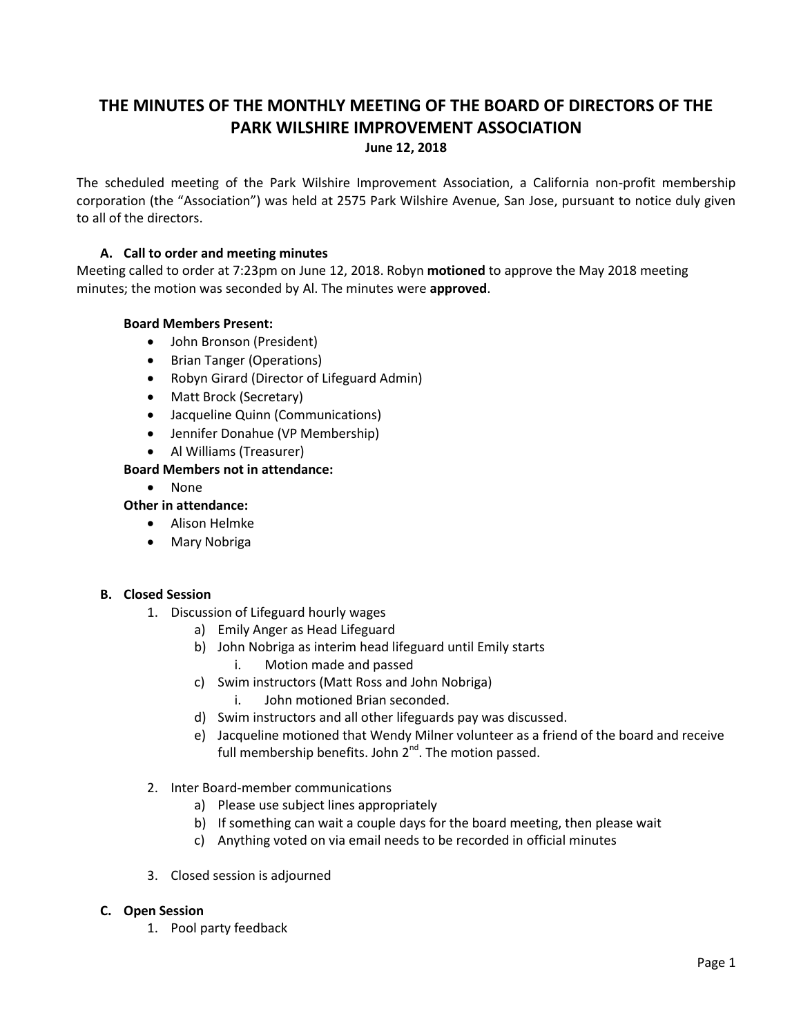# THE MINUTES OF THE MONTHLY MEETING OF THE BOARD OF DIRECTORS OF THE PARK WILSHIRE IMPROVEMENT ASSOCIATION

**June 12, 2018**

The scheduled meeting of the Park Wilshire Improvement Association, a California non-profit membership corporation (the "Association") was held at 2575 Park Wilshire Avenue, San Jose, pursuant to notice duly given to all of the directors.

### A. Call to order and meeting minutes

Meeting called to order at 7:23pm on June 12, 2018. Robyn **motioned** to approve the May 2018 meeting minutes; the motion was seconded by Al. The minutes were **approved**.

**Board Members Present:**

- John Bronson (President)
- Brian Tanger (Operations)
- Robyn Girard (Director of Lifeguard Admin)
- Matt Brock (Secretary)
- Jacqueline Quinn (Communications)
- Jennifer Donahue (VP Membership)
- Al Williams (Treasurer)

**Board Members not in attendance:**

- None

**Other in attendance:**

- Alison Helmke
- Mary Nobriga

### B. Closed Session

1. Discussion of Lifeguard hourly wages
   a) Emily Anger as Head Lifeguard
   b) John Nobriga as interim head lifeguard until Emily starts
      i. Motion made and passed
   c) Swim instructors (Matt Ross and John Nobriga)
      i. John motioned Brian seconded.
   d) Swim instructors and all other lifeguards pay was discussed.
   e) Jacqueline motioned that Wendy Milner volunteer as a friend of the board and receive full membership benefits. John 2nd. The motion passed.
2. Inter Board-member communications
   a) Please use subject lines appropriately
   b) If something can wait a couple days for the board meeting, then please wait
   c) Anything voted on via email needs to be recorded in official minutes
3. Closed session is adjourned

### C. Open Session

1. Pool party feedback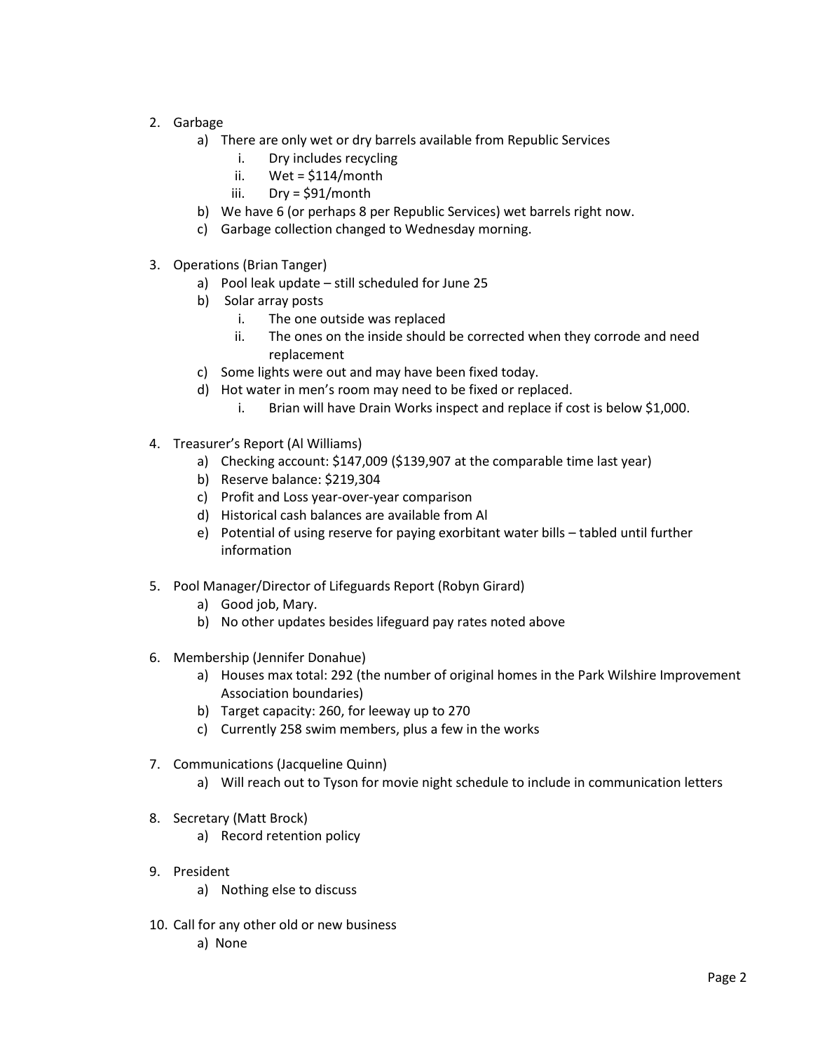2. Garbage
   a) There are only wet or dry barrels available from Republic Services
      i. Dry includes recycling
      ii. Wet = $114/month
      iii. Dry = $91/month
   b) We have 6 (or perhaps 8 per Republic Services) wet barrels right now.
   c) Garbage collection changed to Wednesday morning.

3. Operations (Brian Tanger)
   a) Pool leak update – still scheduled for June 25
   b) Solar array posts
      i. The one outside was replaced
      ii. The ones on the inside should be corrected when they corrode and need replacement
   c) Some lights were out and may have been fixed today.
   d) Hot water in men's room may need to be fixed or replaced.
      i. Brian will have Drain Works inspect and replace if cost is below $1,000.

4. Treasurer's Report (Al Williams)
   a) Checking account: $147,009 ($139,907 at the comparable time last year)
   b) Reserve balance: $219,304
   c) Profit and Loss year-over-year comparison
   d) Historical cash balances are available from Al
   e) Potential of using reserve for paying exorbitant water bills – tabled until further information

5. Pool Manager/Director of Lifeguards Report (Robyn Girard)
   a) Good job, Mary.
   b) No other updates besides lifeguard pay rates noted above

6. Membership (Jennifer Donahue)
   a) Houses max total: 292 (the number of original homes in the Park Wilshire Improvement Association boundaries)
   b) Target capacity: 260, for leeway up to 270
   c) Currently 258 swim members, plus a few in the works

7. Communications (Jacqueline Quinn)
   a) Will reach out to Tyson for movie night schedule to include in communication letters

8. Secretary (Matt Brock)
   a) Record retention policy

9. President
   a) Nothing else to discuss

10. Call for any other old or new business
    a) None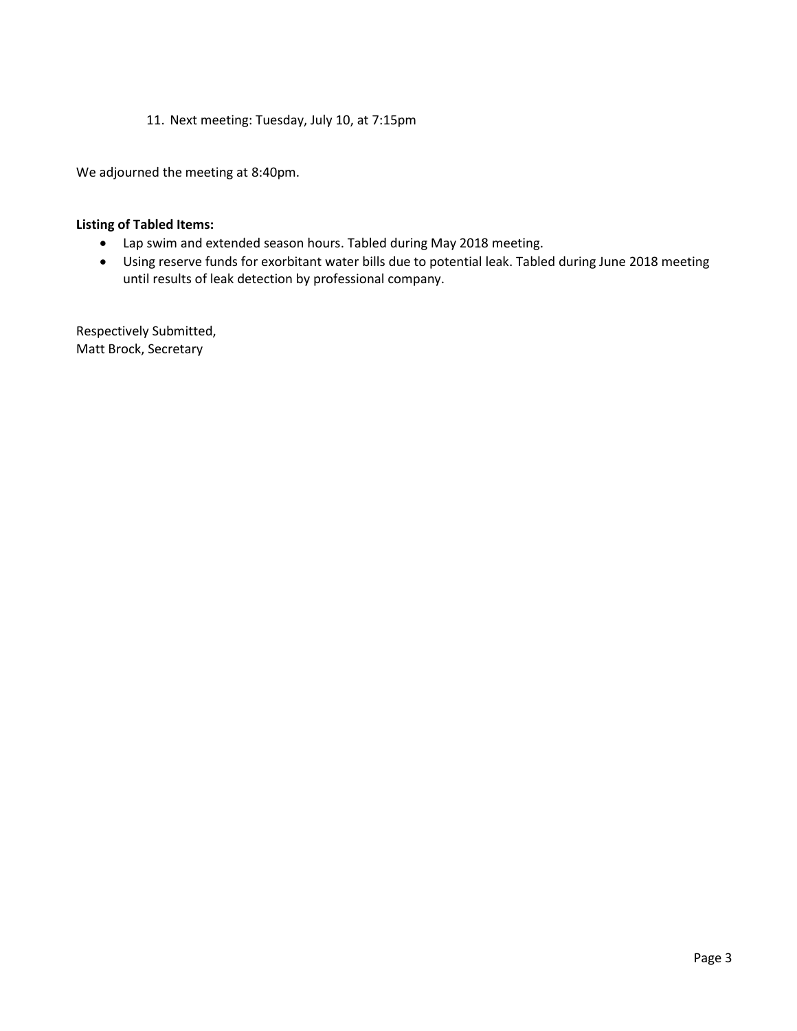11. Next meeting: Tuesday, July 10, at 7:15pm

We adjourned the meeting at 8:40pm.

**Listing of Tabled Items:**

- Lap swim and extended season hours. Tabled during May 2018 meeting.
- Using reserve funds for exorbitant water bills due to potential leak. Tabled during June 2018 meeting until results of leak detection by professional company.

Respectively Submitted,
Matt Brock, Secretary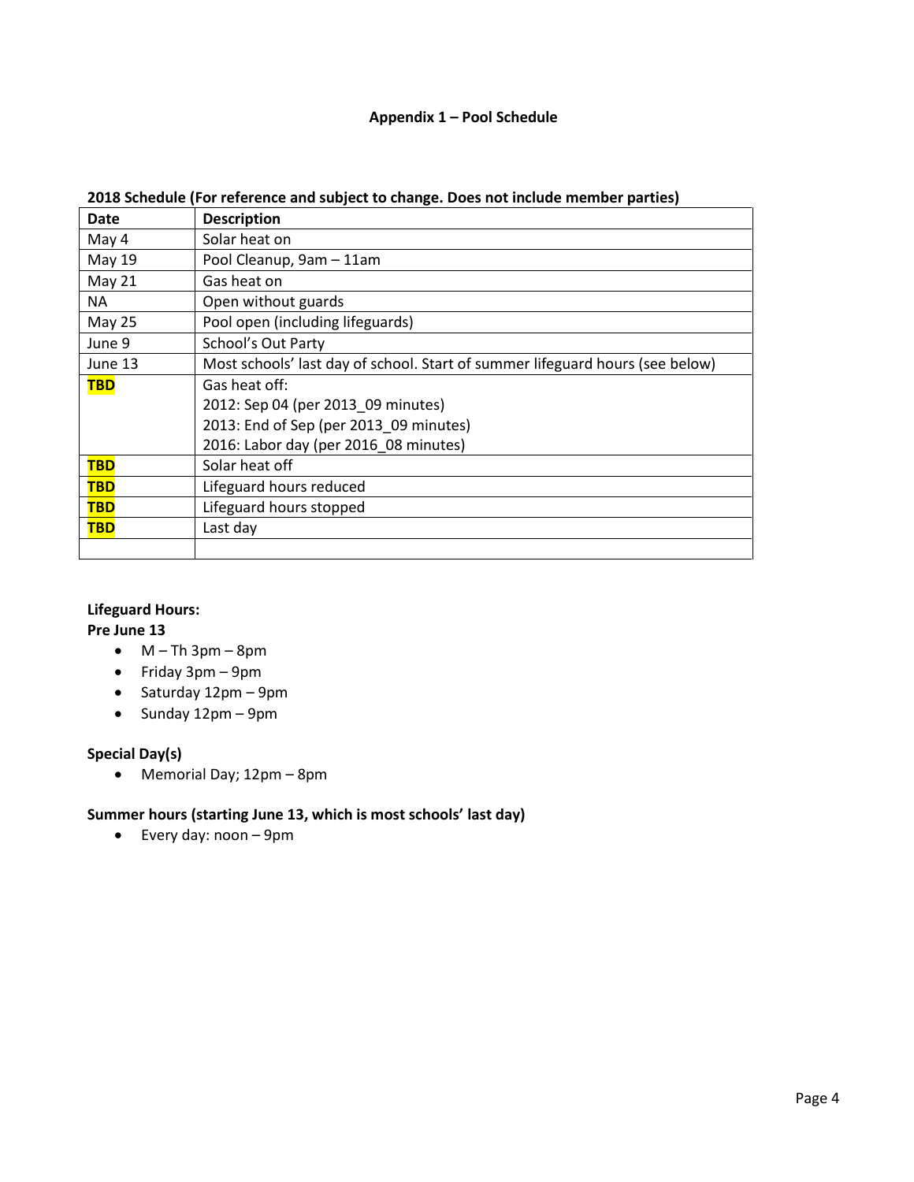## Appendix 1 – Pool Schedule

**2018 Schedule (For reference and subject to change. Does not include member parties)**

| Date | Description |
|---|---|
| May 4 | Solar heat on |
| May 19 | Pool Cleanup, 9am – 11am |
| May 21 | Gas heat on |
| NA | Open without guards |
| May 25 | Pool open (including lifeguards) |
| June 9 | School's Out Party |
| June 13 | Most schools' last day of school. Start of summer lifeguard hours (see below) |
| **TBD** | Gas heat off:<br>2012: Sep 04 (per 2013_09 minutes)<br>2013: End of Sep (per 2013_09 minutes)<br>2016: Labor day (per 2016_08 minutes) |
| **TBD** | Solar heat off |
| **TBD** | Lifeguard hours reduced |
| **TBD** | Lifeguard hours stopped |
| **TBD** | Last day |
| | |

**Lifeguard Hours:**

**Pre June 13**

- M – Th 3pm – 8pm
- Friday 3pm – 9pm
- Saturday 12pm – 9pm
- Sunday 12pm – 9pm

**Special Day(s)**

- Memorial Day; 12pm – 8pm

**Summer hours (starting June 13, which is most schools' last day)**

- Every day: noon – 9pm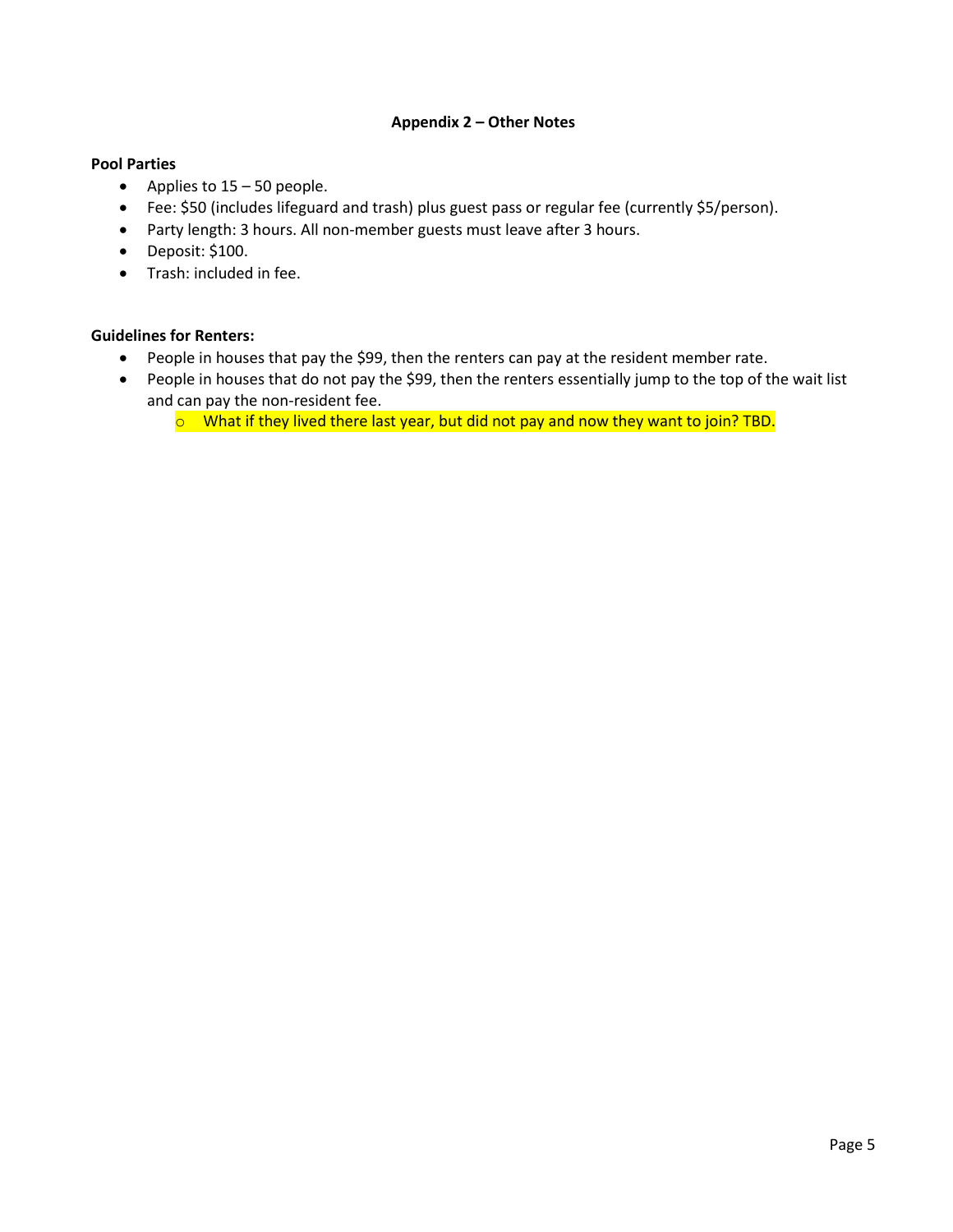## Appendix 2 – Other Notes

**Pool Parties**

- Applies to 15 – 50 people.
- Fee: $50 (includes lifeguard and trash) plus guest pass or regular fee (currently $5/person).
- Party length: 3 hours. All non-member guests must leave after 3 hours.
- Deposit: $100.
- Trash: included in fee.

**Guidelines for Renters:**

- People in houses that pay the $99, then the renters can pay at the resident member rate.
- People in houses that do not pay the $99, then the renters essentially jump to the top of the wait list and can pay the non-resident fee.
  - What if they lived there last year, but did not pay and now they want to join? TBD.